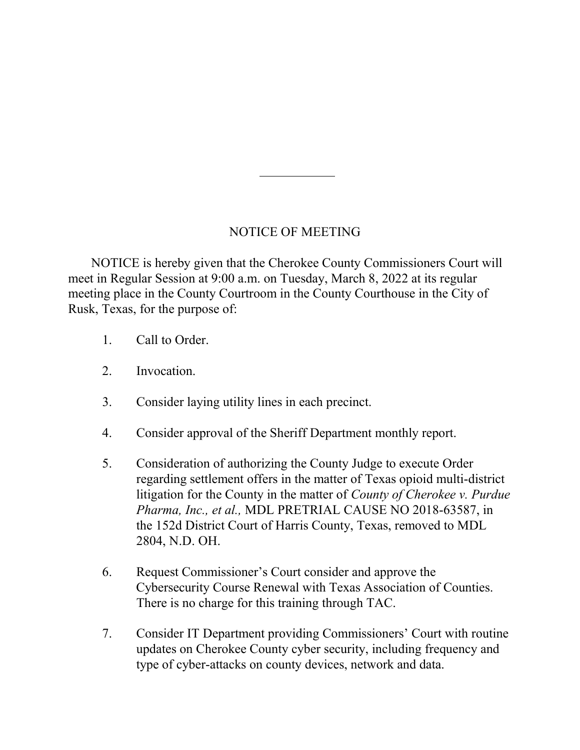# NOTICE OF MEETING

NOTICE is hereby given that the Cherokee County Commissioners Court will meet in Regular Session at 9:00 a.m. on Tuesday, March 8, 2022 at its regular meeting place in the County Courtroom in the County Courthouse in the City of Rusk, Texas, for the purpose of:

1. Call to Order.

2. Invocation.

3. Consider laying utility lines in each precinct.

4. Consider approval of the Sheriff Department monthly report.

5. Consideration of authorizing the County Judge to execute Order regarding settlement offers in the matter of Texas opioid multi-district litigation for the County in the matter of *County of Cherokee v. Purdue Pharma, Inc., et al.,* MDL PRETRIAL CAUSE NO 2018-63587, in the 152d District Court of Harris County, Texas, removed to MDL 2804, N.D. OH.

6. Request Commissioner's Court consider and approve the Cybersecurity Course Renewal with Texas Association of Counties. There is no charge for this training through TAC.

7. Consider IT Department providing Commissioners' Court with routine updates on Cherokee County cyber security, including frequency and type of cyber-attacks on county devices, network and data.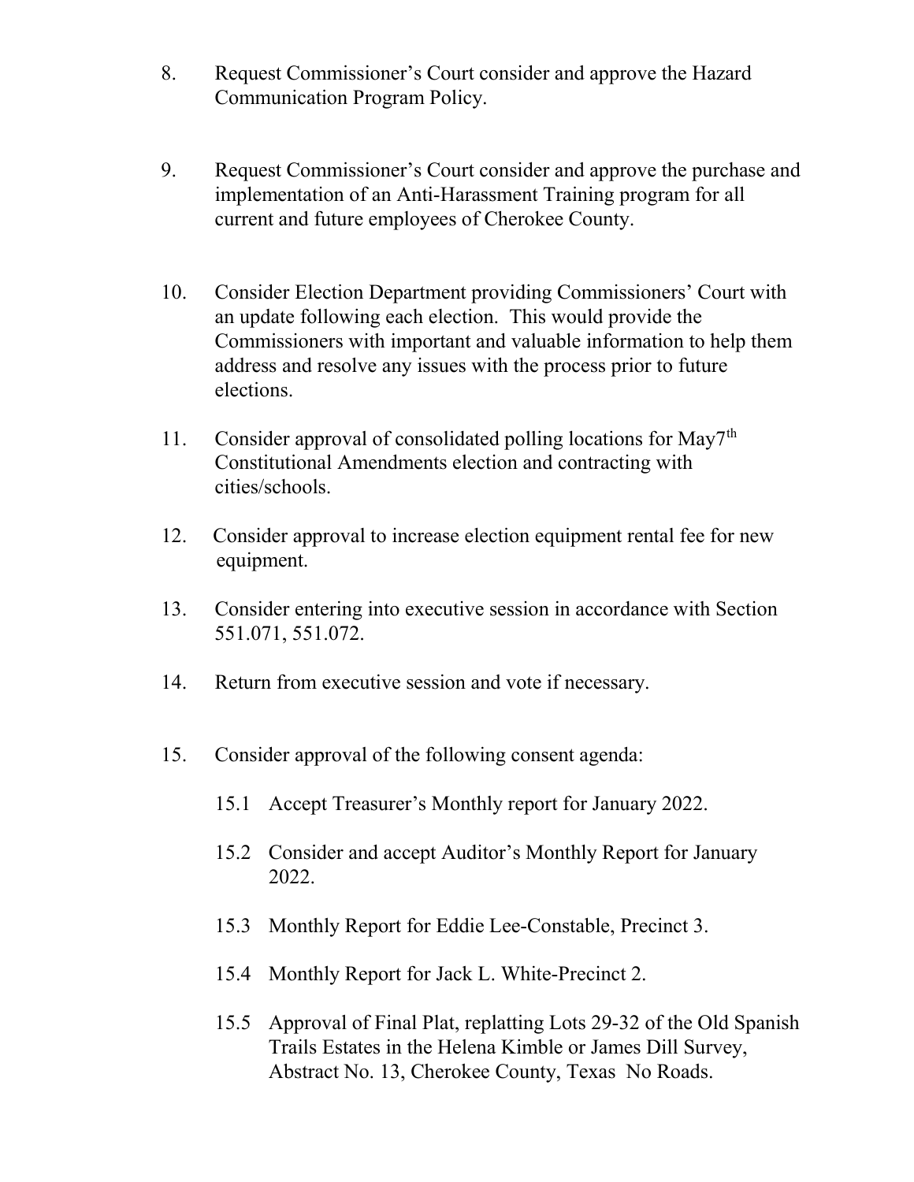8. Request Commissioner's Court consider and approve the Hazard Communication Program Policy.

9. Request Commissioner's Court consider and approve the purchase and implementation of an Anti-Harassment Training program for all current and future employees of Cherokee County.

10. Consider Election Department providing Commissioners' Court with an update following each election. This would provide the Commissioners with important and valuable information to help them address and resolve any issues with the process prior to future elections.

11. Consider approval of consolidated polling locations for May7th Constitutional Amendments election and contracting with cities/schools.

12. Consider approval to increase election equipment rental fee for new equipment.

13. Consider entering into executive session in accordance with Section 551.071, 551.072.

14. Return from executive session and vote if necessary.

15. Consider approval of the following consent agenda:

    15.1 Accept Treasurer's Monthly report for January 2022.

    15.2 Consider and accept Auditor's Monthly Report for January 2022.

    15.3 Monthly Report for Eddie Lee-Constable, Precinct 3.

    15.4 Monthly Report for Jack L. White-Precinct 2.

    15.5 Approval of Final Plat, replatting Lots 29-32 of the Old Spanish Trails Estates in the Helena Kimble or James Dill Survey, Abstract No. 13, Cherokee County, Texas No Roads.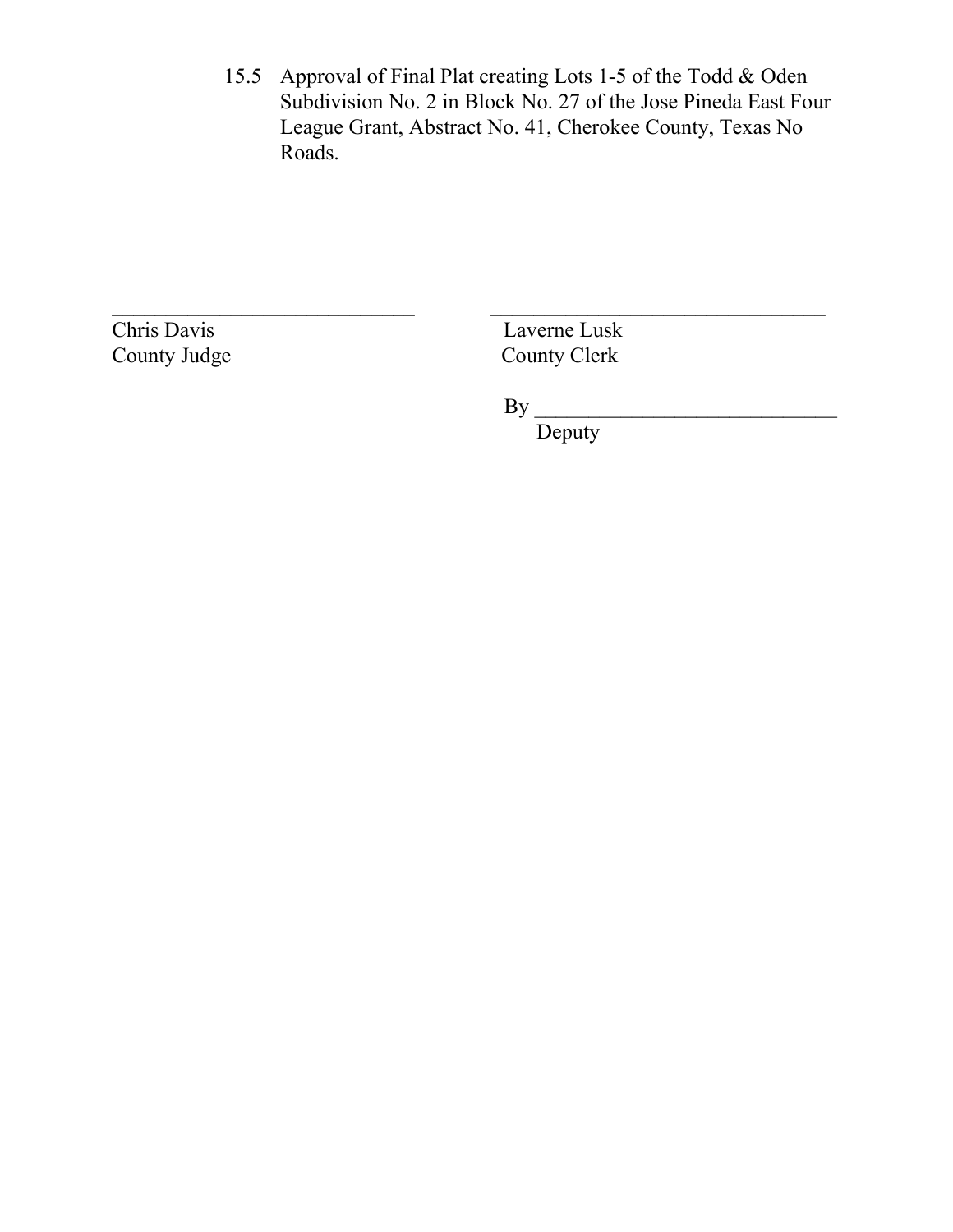15.5 Approval of Final Plat creating Lots 1-5 of the Todd & Oden Subdivision No. 2 in Block No. 27 of the Jose Pineda East Four League Grant, Abstract No. 41, Cherokee County, Texas No Roads.

| | |
|---|---|
| ______________________________ | ______________________________ |
| Chris Davis | Laverne Lusk |
| County Judge | County Clerk |
| | |
| | By ____________________________ |
| | Deputy |